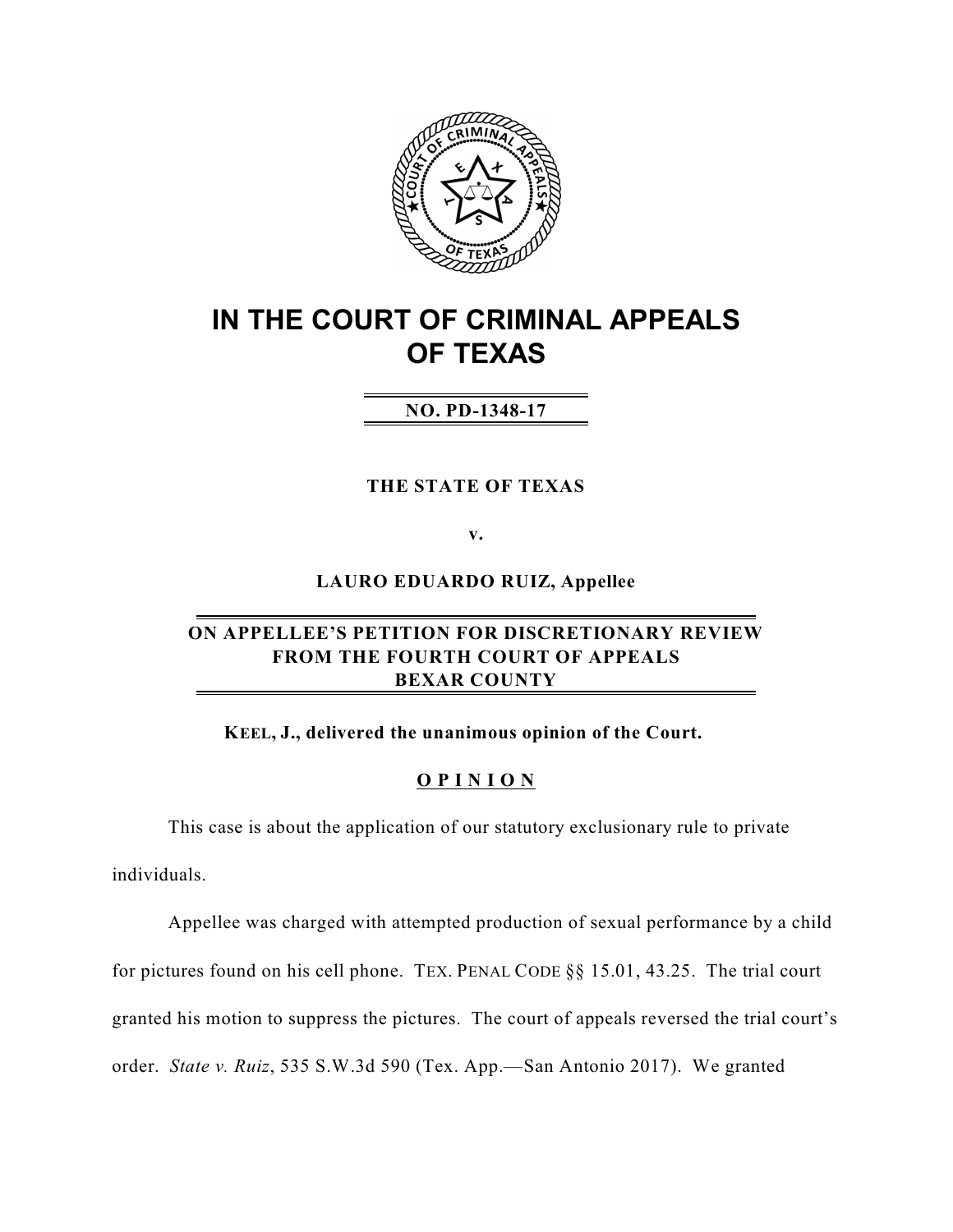# IN THE COURT OF CRIMINAL APPEALS OF TEXAS

**NO. PD-1348-17**

**THE STATE OF TEXAS**

**v.**

**LAURO EDUARDO RUIZ, Appellee**

**ON APPELLEE'S PETITION FOR DISCRETIONARY REVIEW FROM THE FOURTH COURT OF APPEALS BEXAR COUNTY**

**KEEL, J., delivered the unanimous opinion of the Court.**

## O P I N I O N

This case is about the application of our statutory exclusionary rule to private individuals.

Appellee was charged with attempted production of sexual performance by a child for pictures found on his cell phone. TEX. PENAL CODE §§ 15.01, 43.25. The trial court granted his motion to suppress the pictures. The court of appeals reversed the trial court's order. *State v. Ruiz*, 535 S.W.3d 590 (Tex. App.—San Antonio 2017). We granted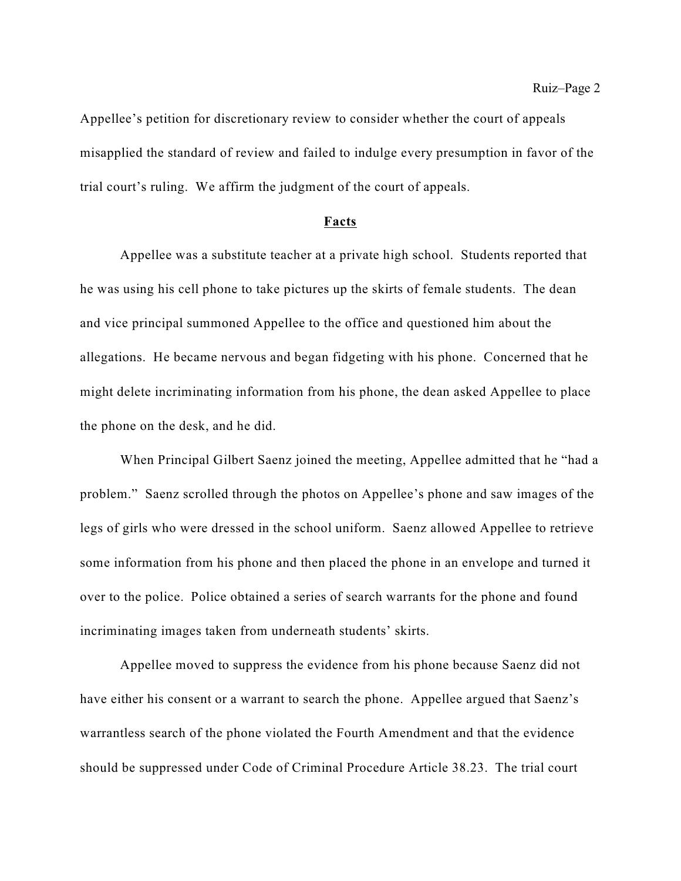Appellee's petition for discretionary review to consider whether the court of appeals misapplied the standard of review and failed to indulge every presumption in favor of the trial court's ruling. We affirm the judgment of the court of appeals.

## Facts

Appellee was a substitute teacher at a private high school. Students reported that he was using his cell phone to take pictures up the skirts of female students. The dean and vice principal summoned Appellee to the office and questioned him about the allegations. He became nervous and began fidgeting with his phone. Concerned that he might delete incriminating information from his phone, the dean asked Appellee to place the phone on the desk, and he did.

When Principal Gilbert Saenz joined the meeting, Appellee admitted that he "had a problem." Saenz scrolled through the photos on Appellee's phone and saw images of the legs of girls who were dressed in the school uniform. Saenz allowed Appellee to retrieve some information from his phone and then placed the phone in an envelope and turned it over to the police. Police obtained a series of search warrants for the phone and found incriminating images taken from underneath students' skirts.

Appellee moved to suppress the evidence from his phone because Saenz did not have either his consent or a warrant to search the phone. Appellee argued that Saenz's warrantless search of the phone violated the Fourth Amendment and that the evidence should be suppressed under Code of Criminal Procedure Article 38.23. The trial court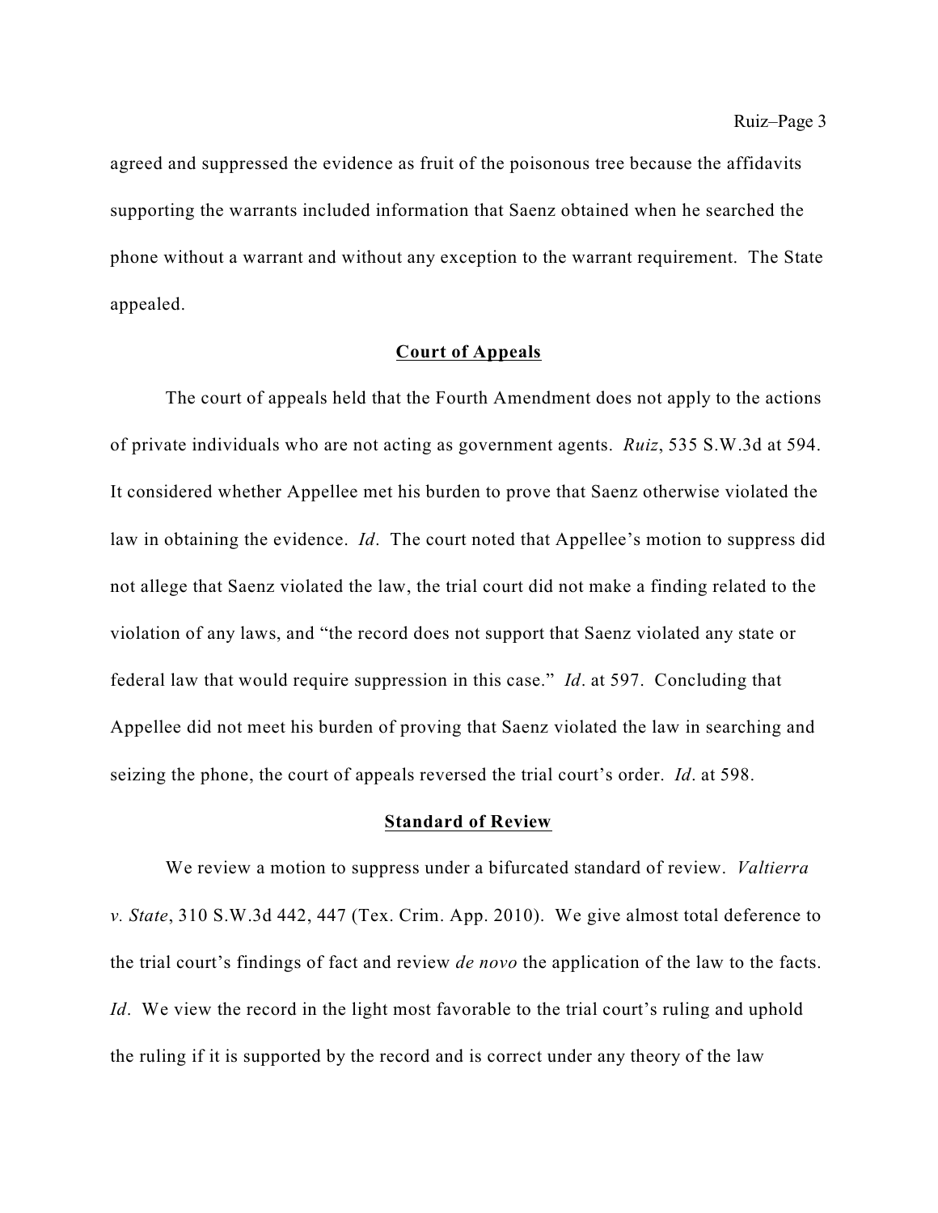agreed and suppressed the evidence as fruit of the poisonous tree because the affidavits supporting the warrants included information that Saenz obtained when he searched the phone without a warrant and without any exception to the warrant requirement. The State appealed.

## Court of Appeals

The court of appeals held that the Fourth Amendment does not apply to the actions of private individuals who are not acting as government agents. *Ruiz*, 535 S.W.3d at 594. It considered whether Appellee met his burden to prove that Saenz otherwise violated the law in obtaining the evidence. *Id*. The court noted that Appellee's motion to suppress did not allege that Saenz violated the law, the trial court did not make a finding related to the violation of any laws, and "the record does not support that Saenz violated any state or federal law that would require suppression in this case." *Id*. at 597. Concluding that Appellee did not meet his burden of proving that Saenz violated the law in searching and seizing the phone, the court of appeals reversed the trial court's order. *Id*. at 598.

## Standard of Review

We review a motion to suppress under a bifurcated standard of review. *Valtierra v. State*, 310 S.W.3d 442, 447 (Tex. Crim. App. 2010). We give almost total deference to the trial court's findings of fact and review *de novo* the application of the law to the facts. *Id*. We view the record in the light most favorable to the trial court's ruling and uphold the ruling if it is supported by the record and is correct under any theory of the law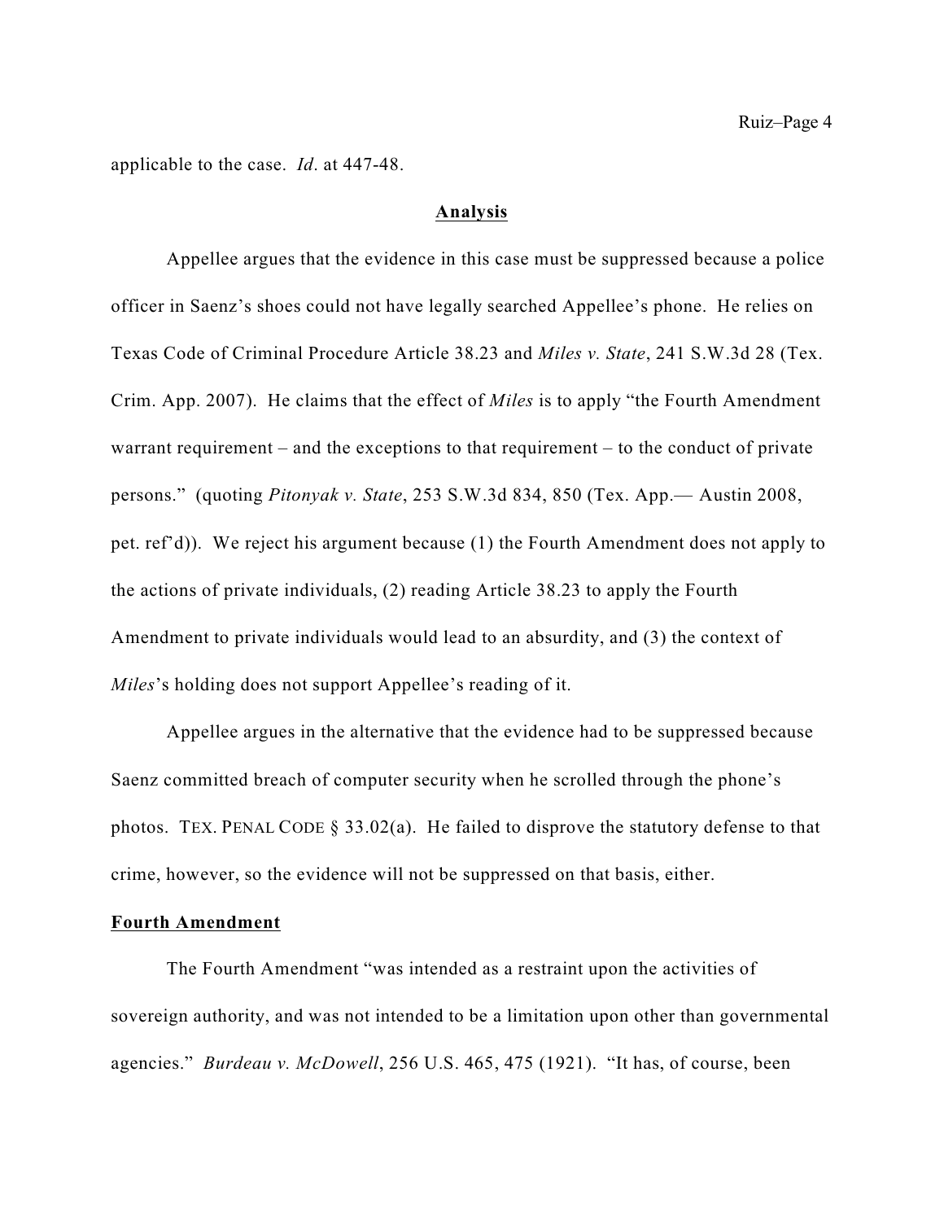applicable to the case. *Id*. at 447-48.

## Analysis

Appellee argues that the evidence in this case must be suppressed because a police officer in Saenz's shoes could not have legally searched Appellee's phone. He relies on Texas Code of Criminal Procedure Article 38.23 and *Miles v. State*, 241 S.W.3d 28 (Tex. Crim. App. 2007). He claims that the effect of *Miles* is to apply "the Fourth Amendment warrant requirement – and the exceptions to that requirement – to the conduct of private persons." (quoting *Pitonyak v. State*, 253 S.W.3d 834, 850 (Tex. App.— Austin 2008, pet. ref'd)). We reject his argument because (1) the Fourth Amendment does not apply to the actions of private individuals, (2) reading Article 38.23 to apply the Fourth Amendment to private individuals would lead to an absurdity, and (3) the context of *Miles*'s holding does not support Appellee's reading of it.

Appellee argues in the alternative that the evidence had to be suppressed because Saenz committed breach of computer security when he scrolled through the phone's photos. TEX. PENAL CODE § 33.02(a). He failed to disprove the statutory defense to that crime, however, so the evidence will not be suppressed on that basis, either.

### Fourth Amendment

The Fourth Amendment "was intended as a restraint upon the activities of sovereign authority, and was not intended to be a limitation upon other than governmental agencies." *Burdeau v. McDowell*, 256 U.S. 465, 475 (1921). "It has, of course, been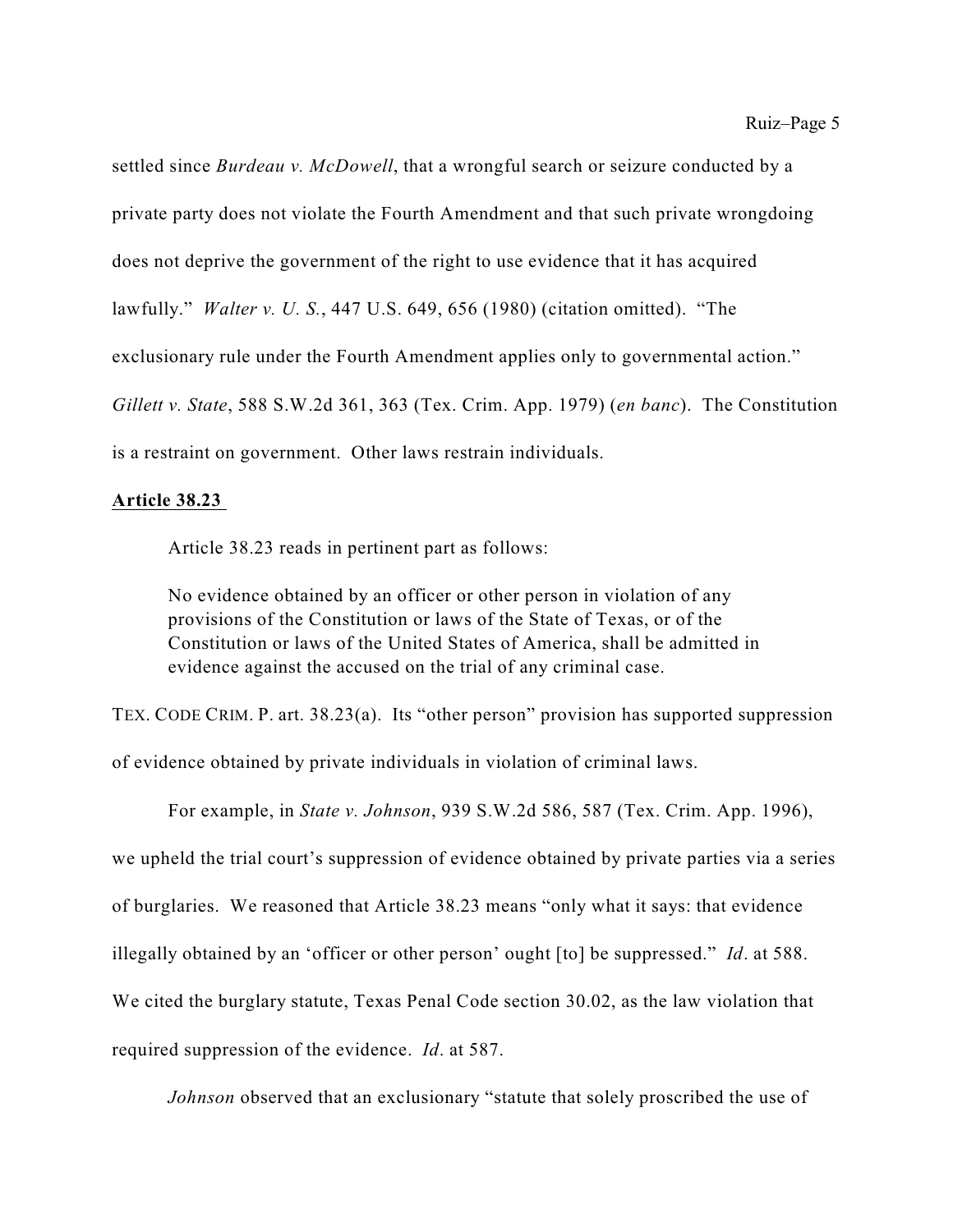settled since *Burdeau v. McDowell*, that a wrongful search or seizure conducted by a private party does not violate the Fourth Amendment and that such private wrongdoing does not deprive the government of the right to use evidence that it has acquired lawfully." *Walter v. U. S.*, 447 U.S. 649, 656 (1980) (citation omitted). "The exclusionary rule under the Fourth Amendment applies only to governmental action." *Gillett v. State*, 588 S.W.2d 361, 363 (Tex. Crim. App. 1979) (*en banc*). The Constitution is a restraint on government. Other laws restrain individuals.

**Article 38.23**

Article 38.23 reads in pertinent part as follows:

> No evidence obtained by an officer or other person in violation of any provisions of the Constitution or laws of the State of Texas, or of the Constitution or laws of the United States of America, shall be admitted in evidence against the accused on the trial of any criminal case.

TEX. CODE CRIM. P. art. 38.23(a). Its "other person" provision has supported suppression of evidence obtained by private individuals in violation of criminal laws.

For example, in *State v. Johnson*, 939 S.W.2d 586, 587 (Tex. Crim. App. 1996), we upheld the trial court's suppression of evidence obtained by private parties via a series of burglaries. We reasoned that Article 38.23 means "only what it says: that evidence illegally obtained by an 'officer or other person' ought [to] be suppressed." *Id*. at 588. We cited the burglary statute, Texas Penal Code section 30.02, as the law violation that required suppression of the evidence. *Id*. at 587.

*Johnson* observed that an exclusionary "statute that solely proscribed the use of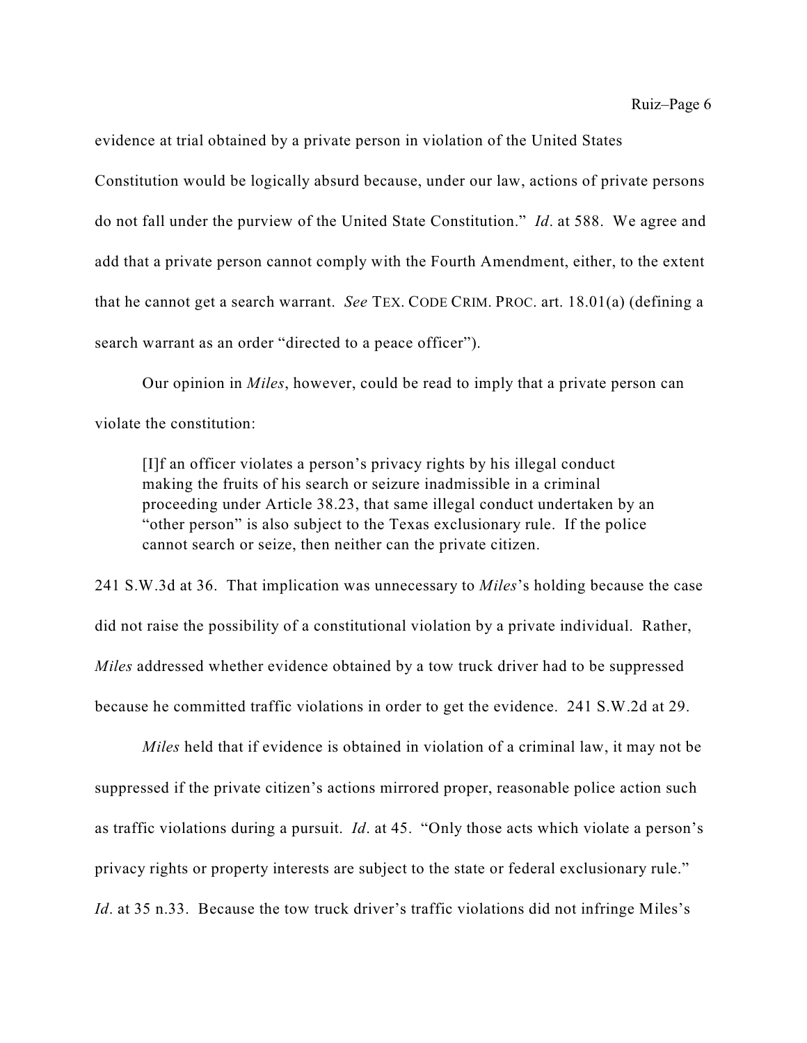evidence at trial obtained by a private person in violation of the United States Constitution would be logically absurd because, under our law, actions of private persons do not fall under the purview of the United State Constitution." *Id*. at 588. We agree and add that a private person cannot comply with the Fourth Amendment, either, to the extent that he cannot get a search warrant. *See* TEX. CODE CRIM. PROC. art. 18.01(a) (defining a search warrant as an order "directed to a peace officer").

Our opinion in *Miles*, however, could be read to imply that a private person can violate the constitution:

> [I]f an officer violates a person's privacy rights by his illegal conduct making the fruits of his search or seizure inadmissible in a criminal proceeding under Article 38.23, that same illegal conduct undertaken by an "other person" is also subject to the Texas exclusionary rule. If the police cannot search or seize, then neither can the private citizen.

241 S.W.3d at 36. That implication was unnecessary to *Miles*'s holding because the case did not raise the possibility of a constitutional violation by a private individual. Rather, *Miles* addressed whether evidence obtained by a tow truck driver had to be suppressed because he committed traffic violations in order to get the evidence. 241 S.W.2d at 29.

*Miles* held that if evidence is obtained in violation of a criminal law, it may not be suppressed if the private citizen's actions mirrored proper, reasonable police action such as traffic violations during a pursuit. *Id*. at 45. "Only those acts which violate a person's privacy rights or property interests are subject to the state or federal exclusionary rule." *Id*. at 35 n.33. Because the tow truck driver's traffic violations did not infringe Miles's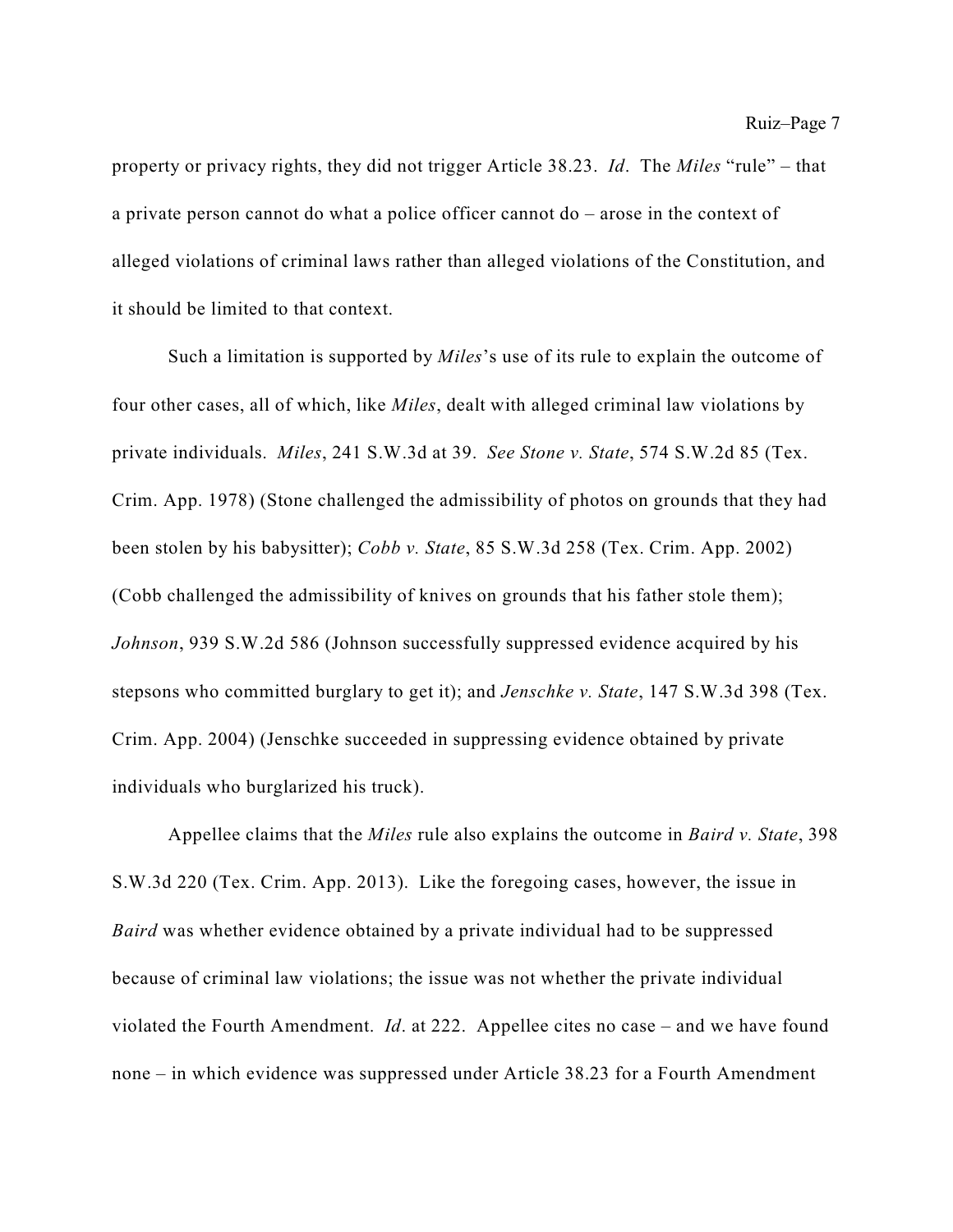property or privacy rights, they did not trigger Article 38.23. *Id*. The *Miles* "rule" – that a private person cannot do what a police officer cannot do – arose in the context of alleged violations of criminal laws rather than alleged violations of the Constitution, and it should be limited to that context.

Such a limitation is supported by *Miles*'s use of its rule to explain the outcome of four other cases, all of which, like *Miles*, dealt with alleged criminal law violations by private individuals. *Miles*, 241 S.W.3d at 39. *See Stone v. State*, 574 S.W.2d 85 (Tex. Crim. App. 1978) (Stone challenged the admissibility of photos on grounds that they had been stolen by his babysitter); *Cobb v. State*, 85 S.W.3d 258 (Tex. Crim. App. 2002) (Cobb challenged the admissibility of knives on grounds that his father stole them); *Johnson*, 939 S.W.2d 586 (Johnson successfully suppressed evidence acquired by his stepsons who committed burglary to get it); and *Jenschke v. State*, 147 S.W.3d 398 (Tex. Crim. App. 2004) (Jenschke succeeded in suppressing evidence obtained by private individuals who burglarized his truck).

Appellee claims that the *Miles* rule also explains the outcome in *Baird v. State*, 398 S.W.3d 220 (Tex. Crim. App. 2013). Like the foregoing cases, however, the issue in *Baird* was whether evidence obtained by a private individual had to be suppressed because of criminal law violations; the issue was not whether the private individual violated the Fourth Amendment. *Id*. at 222. Appellee cites no case – and we have found none – in which evidence was suppressed under Article 38.23 for a Fourth Amendment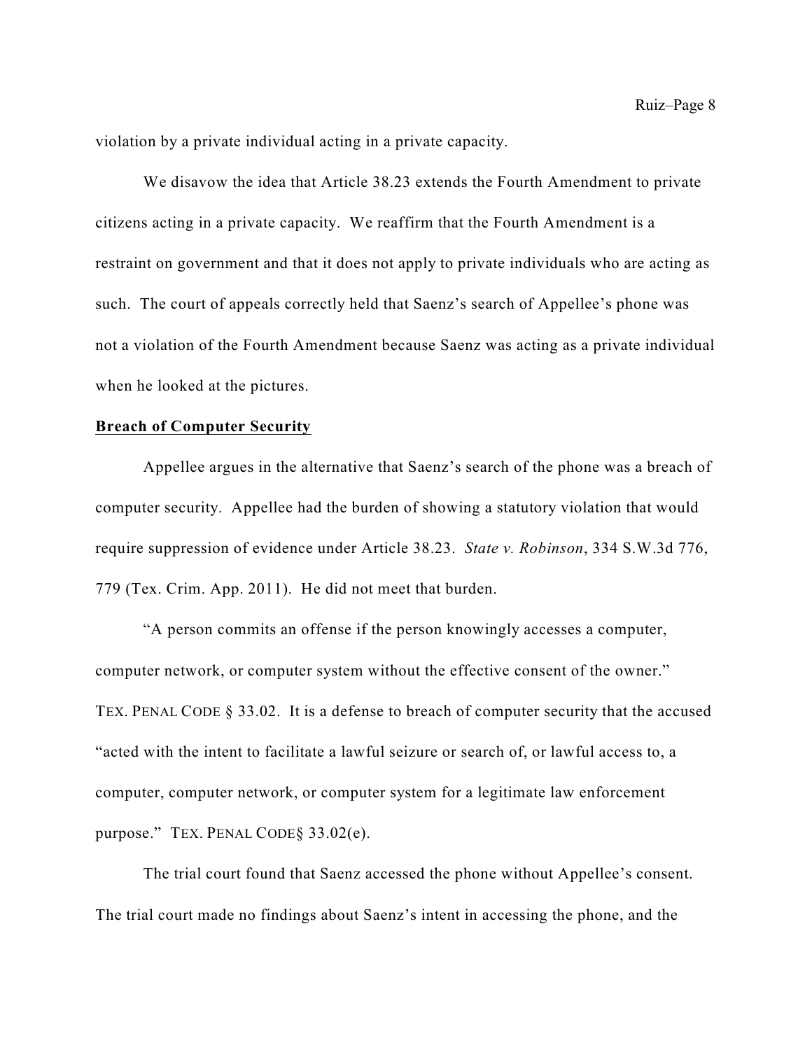violation by a private individual acting in a private capacity.

We disavow the idea that Article 38.23 extends the Fourth Amendment to private citizens acting in a private capacity. We reaffirm that the Fourth Amendment is a restraint on government and that it does not apply to private individuals who are acting as such. The court of appeals correctly held that Saenz's search of Appellee's phone was not a violation of the Fourth Amendment because Saenz was acting as a private individual when he looked at the pictures.

**Breach of Computer Security**

Appellee argues in the alternative that Saenz's search of the phone was a breach of computer security. Appellee had the burden of showing a statutory violation that would require suppression of evidence under Article 38.23. *State v. Robinson*, 334 S.W.3d 776, 779 (Tex. Crim. App. 2011). He did not meet that burden.

"A person commits an offense if the person knowingly accesses a computer, computer network, or computer system without the effective consent of the owner." TEX. PENAL CODE § 33.02. It is a defense to breach of computer security that the accused "acted with the intent to facilitate a lawful seizure or search of, or lawful access to, a computer, computer network, or computer system for a legitimate law enforcement purpose." TEX. PENAL CODE§ 33.02(e).

The trial court found that Saenz accessed the phone without Appellee's consent. The trial court made no findings about Saenz's intent in accessing the phone, and the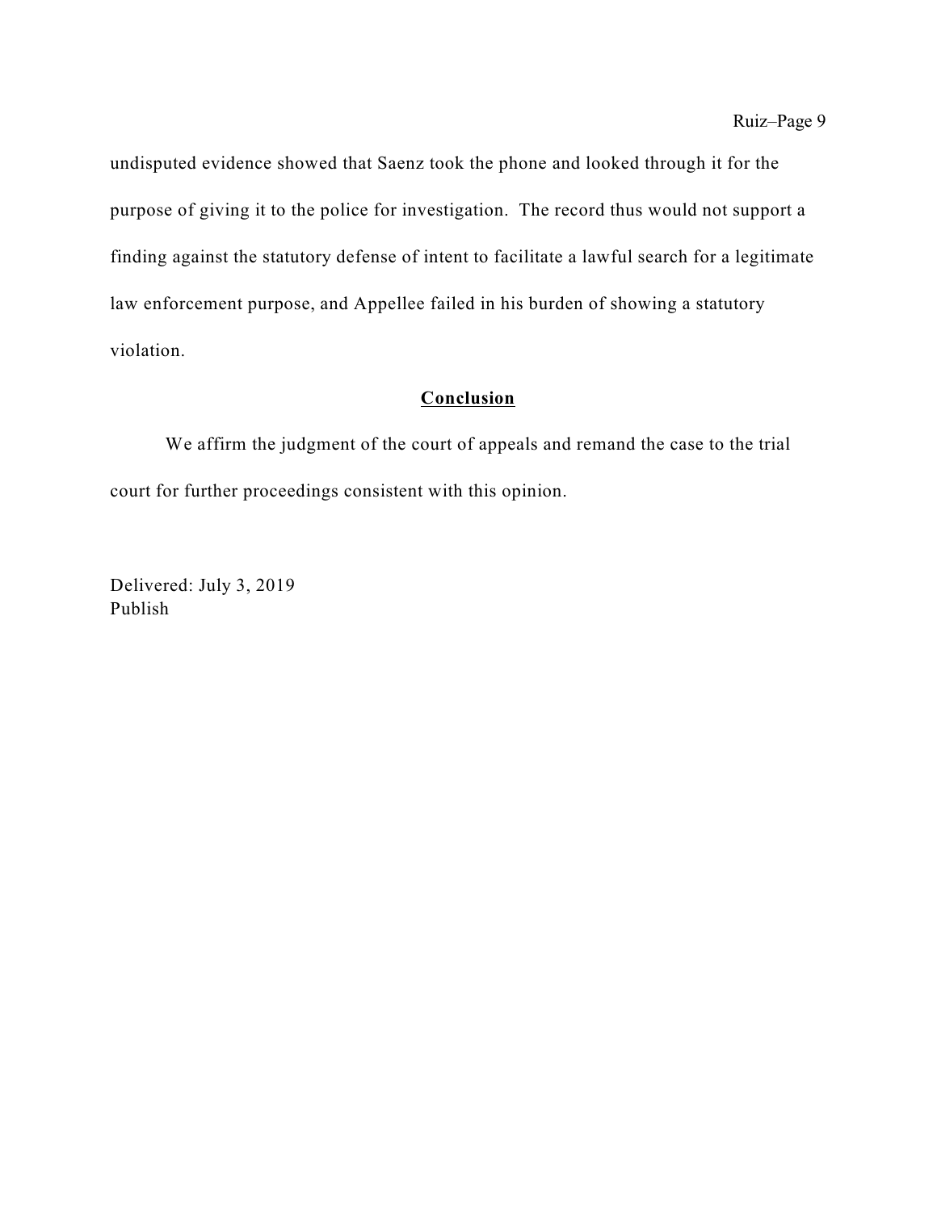undisputed evidence showed that Saenz took the phone and looked through it for the purpose of giving it to the police for investigation. The record thus would not support a finding against the statutory defense of intent to facilitate a lawful search for a legitimate law enforcement purpose, and Appellee failed in his burden of showing a statutory violation.

## Conclusion

We affirm the judgment of the court of appeals and remand the case to the trial court for further proceedings consistent with this opinion.

Delivered: July 3, 2019
Publish